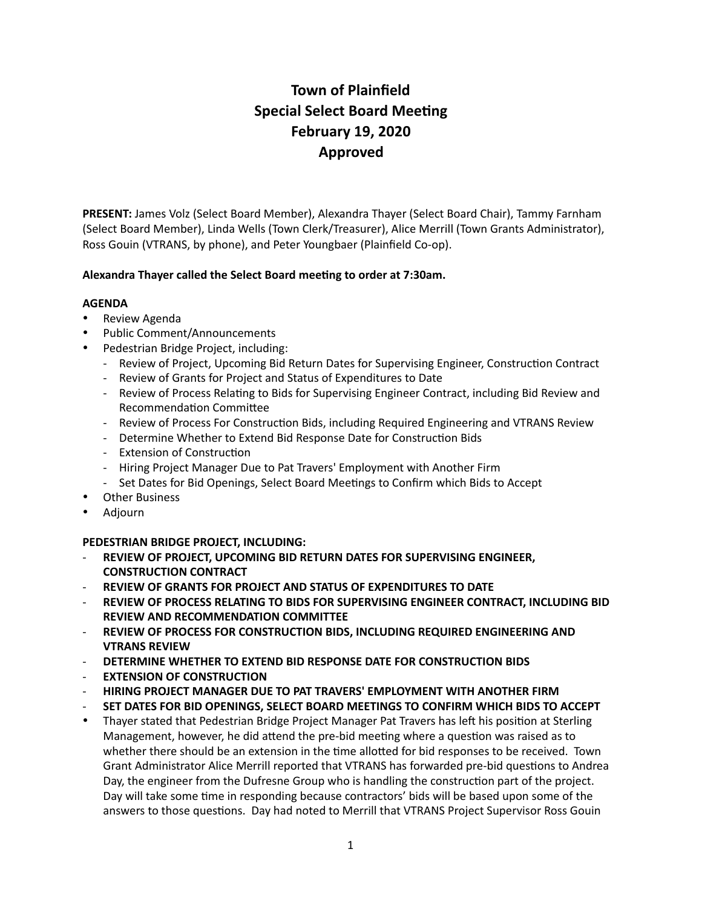# Town of Plainfield
# Special Select Board Meeting
# February 19, 2020
# Approved

**PRESENT:** James Volz (Select Board Member), Alexandra Thayer (Select Board Chair), Tammy Farnham (Select Board Member), Linda Wells (Town Clerk/Treasurer), Alice Merrill (Town Grants Administrator), Ross Gouin (VTRANS, by phone), and Peter Youngbaer (Plainfield Co-op).

**Alexandra Thayer called the Select Board meeting to order at 7:30am.**

**AGENDA**

- Review Agenda
- Public Comment/Announcements
- Pedestrian Bridge Project, including:
  - Review of Project, Upcoming Bid Return Dates for Supervising Engineer, Construction Contract
  - Review of Grants for Project and Status of Expenditures to Date
  - Review of Process Relating to Bids for Supervising Engineer Contract, including Bid Review and Recommendation Committee
  - Review of Process For Construction Bids, including Required Engineering and VTRANS Review
  - Determine Whether to Extend Bid Response Date for Construction Bids
  - Extension of Construction
  - Hiring Project Manager Due to Pat Travers' Employment with Another Firm
  - Set Dates for Bid Openings, Select Board Meetings to Confirm which Bids to Accept
- Other Business
- Adjourn

**PEDESTRIAN BRIDGE PROJECT, INCLUDING:**

- **REVIEW OF PROJECT, UPCOMING BID RETURN DATES FOR SUPERVISING ENGINEER, CONSTRUCTION CONTRACT**
- **REVIEW OF GRANTS FOR PROJECT AND STATUS OF EXPENDITURES TO DATE**
- **REVIEW OF PROCESS RELATING TO BIDS FOR SUPERVISING ENGINEER CONTRACT, INCLUDING BID REVIEW AND RECOMMENDATION COMMITTEE**
- **REVIEW OF PROCESS FOR CONSTRUCTION BIDS, INCLUDING REQUIRED ENGINEERING AND VTRANS REVIEW**
- **DETERMINE WHETHER TO EXTEND BID RESPONSE DATE FOR CONSTRUCTION BIDS**
- **EXTENSION OF CONSTRUCTION**
- **HIRING PROJECT MANAGER DUE TO PAT TRAVERS' EMPLOYMENT WITH ANOTHER FIRM**
- **SET DATES FOR BID OPENINGS, SELECT BOARD MEETINGS TO CONFIRM WHICH BIDS TO ACCEPT**

- Thayer stated that Pedestrian Bridge Project Manager Pat Travers has left his position at Sterling Management, however, he did attend the pre-bid meeting where a question was raised as to whether there should be an extension in the time allotted for bid responses to be received. Town Grant Administrator Alice Merrill reported that VTRANS has forwarded pre-bid questions to Andrea Day, the engineer from the Dufresne Group who is handling the construction part of the project. Day will take some time in responding because contractors' bids will be based upon some of the answers to those questions. Day had noted to Merrill that VTRANS Project Supervisor Ross Gouin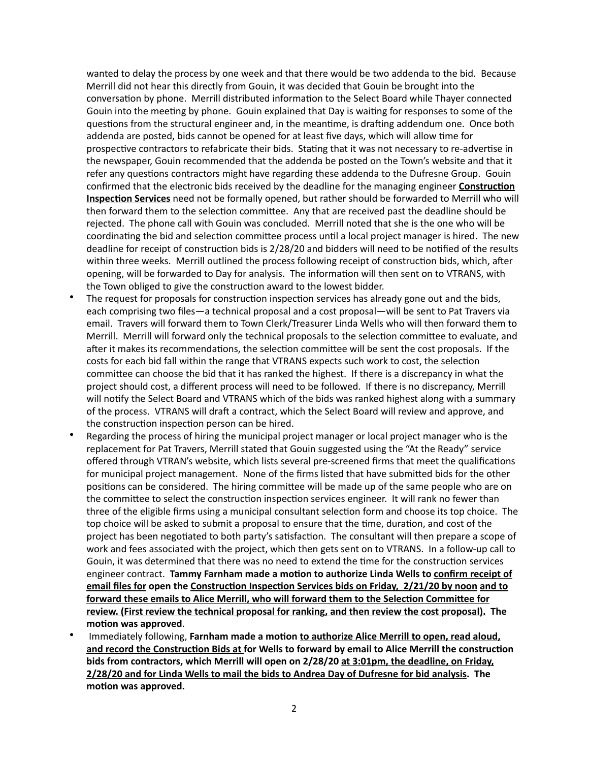wanted to delay the process by one week and that there would be two addenda to the bid. Because Merrill did not hear this directly from Gouin, it was decided that Gouin be brought into the conversation by phone. Merrill distributed information to the Select Board while Thayer connected Gouin into the meeting by phone. Gouin explained that Day is waiting for responses to some of the questions from the structural engineer and, in the meantime, is drafting addendum one. Once both addenda are posted, bids cannot be opened for at least five days, which will allow time for prospective contractors to refabricate their bids. Stating that it was not necessary to re-advertise in the newspaper, Gouin recommended that the addenda be posted on the Town's website and that it refer any questions contractors might have regarding these addenda to the Dufresne Group. Gouin confirmed that the electronic bids received by the deadline for the managing engineer **<u>Construction Inspection Services</u>** need not be formally opened, but rather should be forwarded to Merrill who will then forward them to the selection committee. Any that are received past the deadline should be rejected. The phone call with Gouin was concluded. Merrill noted that she is the one who will be coordinating the bid and selection committee process until a local project manager is hired. The new deadline for receipt of construction bids is 2/28/20 and bidders will need to be notified of the results within three weeks. Merrill outlined the process following receipt of construction bids, which, after opening, will be forwarded to Day for analysis. The information will then sent on to VTRANS, with the Town obliged to give the construction award to the lowest bidder.

- The request for proposals for construction inspection services has already gone out and the bids, each comprising two files—a technical proposal and a cost proposal—will be sent to Pat Travers via email. Travers will forward them to Town Clerk/Treasurer Linda Wells who will then forward them to Merrill. Merrill will forward only the technical proposals to the selection committee to evaluate, and after it makes its recommendations, the selection committee will be sent the cost proposals. If the costs for each bid fall within the range that VTRANS expects such work to cost, the selection committee can choose the bid that it has ranked the highest. If there is a discrepancy in what the project should cost, a different process will need to be followed. If there is no discrepancy, Merrill will notify the Select Board and VTRANS which of the bids was ranked highest along with a summary of the process. VTRANS will draft a contract, which the Select Board will review and approve, and the construction inspection person can be hired.
- Regarding the process of hiring the municipal project manager or local project manager who is the replacement for Pat Travers, Merrill stated that Gouin suggested using the "At the Ready" service offered through VTRAN's website, which lists several pre-screened firms that meet the qualifications for municipal project management. None of the firms listed that have submitted bids for the other positions can be considered. The hiring committee will be made up of the same people who are on the committee to select the construction inspection services engineer. It will rank no fewer than three of the eligible firms using a municipal consultant selection form and choose its top choice. The top choice will be asked to submit a proposal to ensure that the time, duration, and cost of the project has been negotiated to both party's satisfaction. The consultant will then prepare a scope of work and fees associated with the project, which then gets sent on to VTRANS. In a follow-up call to Gouin, it was determined that there was no need to extend the time for the construction services engineer contract. **Tammy Farnham made a motion to authorize Linda Wells to <u>confirm receipt of email files for</u> open the <u>Construction Inspection Services bids on Friday, 2/21/20 by noon</u> <u>and to forward these emails to Alice Merrill, who will forward them to the Selection Committee for review. (First review the technical proposal for ranking, and then review the cost proposal).</u> The motion was approved**.
- Immediately following, **Farnham made a motion <u>to authorize Alice Merrill to open, read aloud, and record the Construction Bids at</u> for Wells to forward by email to Alice Merrill the construction bids from contractors, which Merrill will open on 2/28/20 <u>at 3:01pm, the deadline, on Friday, 2/28/20 and for Linda Wells to mail the bids to Andrea Day of Dufresne for bid analysis</u>. The motion was approved.**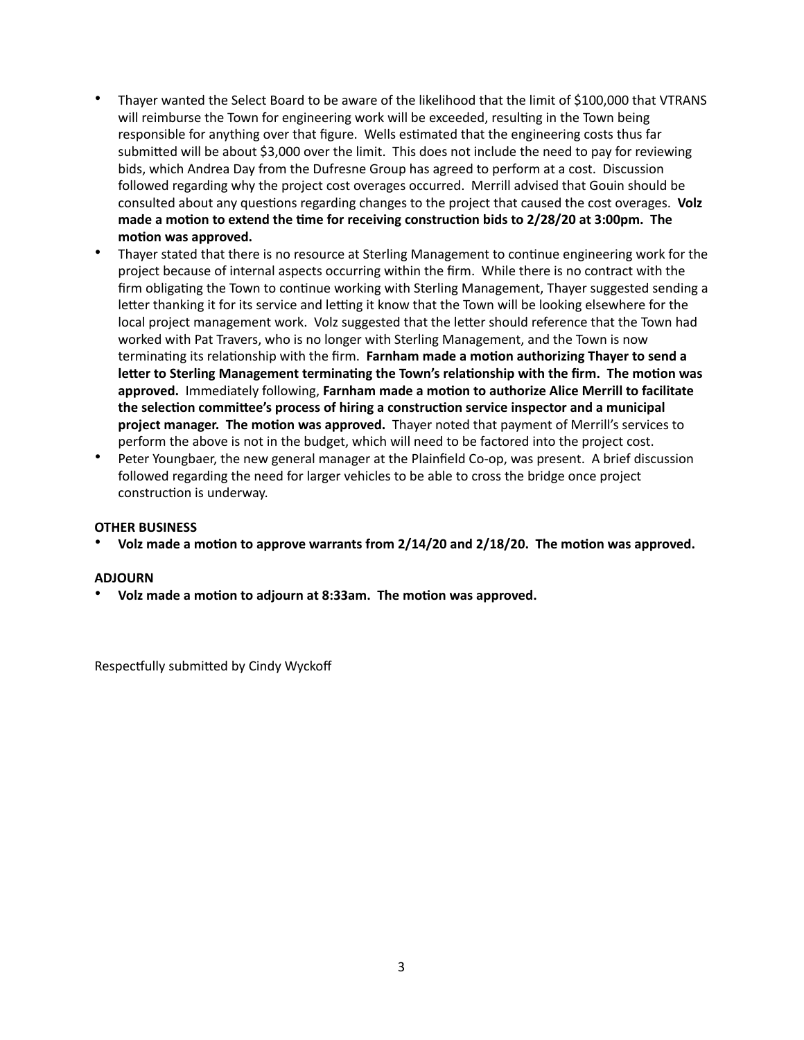- Thayer wanted the Select Board to be aware of the likelihood that the limit of $100,000 that VTRANS will reimburse the Town for engineering work will be exceeded, resulting in the Town being responsible for anything over that figure. Wells estimated that the engineering costs thus far submitted will be about $3,000 over the limit. This does not include the need to pay for reviewing bids, which Andrea Day from the Dufresne Group has agreed to perform at a cost. Discussion followed regarding why the project cost overages occurred. Merrill advised that Gouin should be consulted about any questions regarding changes to the project that caused the cost overages. **Volz made a motion to extend the time for receiving construction bids to 2/28/20 at 3:00pm. The motion was approved.**
- Thayer stated that there is no resource at Sterling Management to continue engineering work for the project because of internal aspects occurring within the firm. While there is no contract with the firm obligating the Town to continue working with Sterling Management, Thayer suggested sending a letter thanking it for its service and letting it know that the Town will be looking elsewhere for the local project management work. Volz suggested that the letter should reference that the Town had worked with Pat Travers, who is no longer with Sterling Management, and the Town is now terminating its relationship with the firm. **Farnham made a motion authorizing Thayer to send a letter to Sterling Management terminating the Town's relationship with the firm. The motion was approved.** Immediately following, **Farnham made a motion to authorize Alice Merrill to facilitate the selection committee's process of hiring a construction service inspector and a municipal project manager. The motion was approved.** Thayer noted that payment of Merrill's services to perform the above is not in the budget, which will need to be factored into the project cost.
- Peter Youngbaer, the new general manager at the Plainfield Co-op, was present. A brief discussion followed regarding the need for larger vehicles to be able to cross the bridge once project construction is underway.

**OTHER BUSINESS**

- **Volz made a motion to approve warrants from 2/14/20 and 2/18/20. The motion was approved.**

**ADJOURN**

- **Volz made a motion to adjourn at 8:33am. The motion was approved.**

Respectfully submitted by Cindy Wyckoff